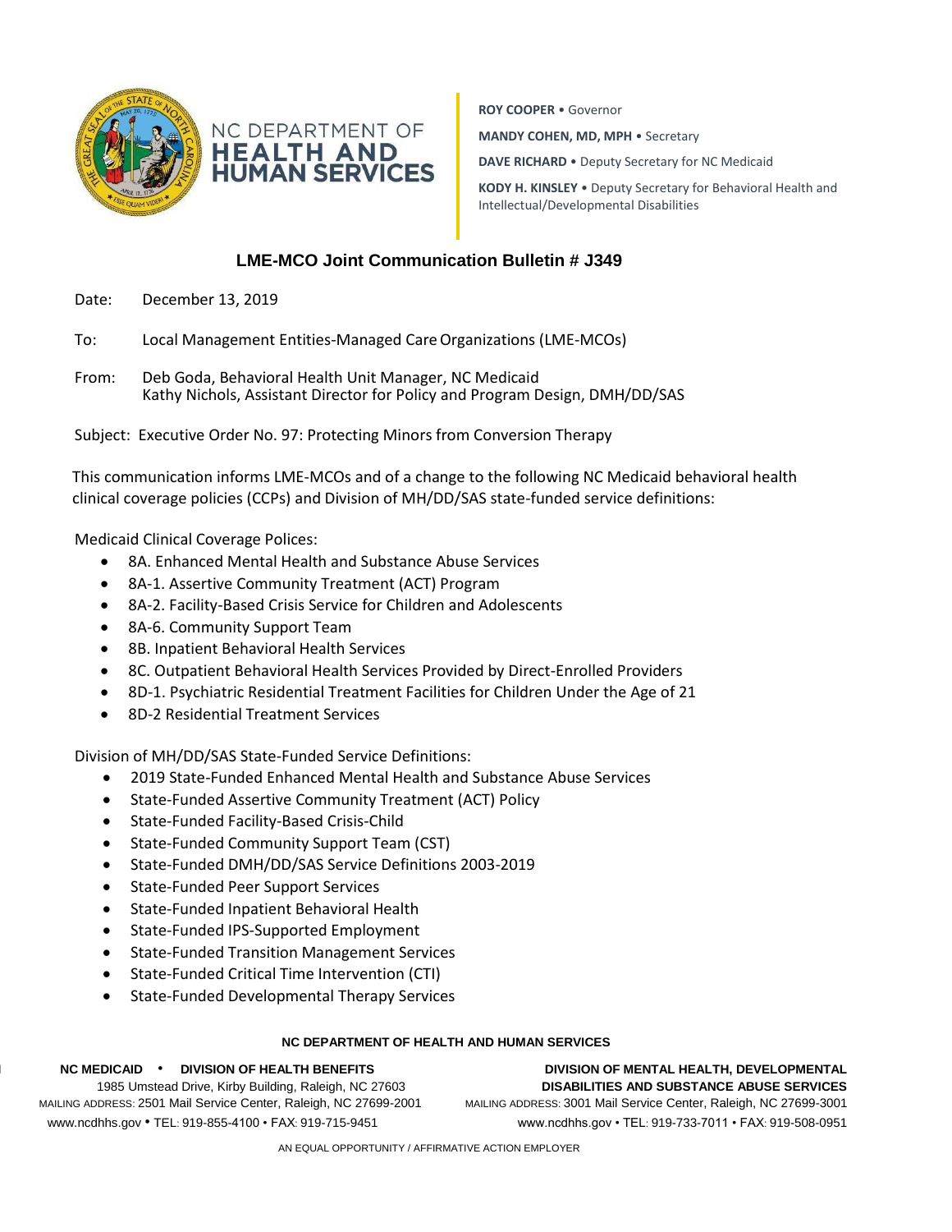NC DEPARTMENT OF **HEALTH AND HUMAN SERVICES**

**ROY COOPER** • Governor

**MANDY COHEN, MD, MPH** • Secretary

**DAVE RICHARD** • Deputy Secretary for NC Medicaid

**KODY H. KINSLEY** • Deputy Secretary for Behavioral Health and Intellectual/Developmental Disabilities

## LME-MCO Joint Communication Bulletin # J349

Date: December 13, 2019

To: Local Management Entities-Managed Care Organizations (LME-MCOs)

From: Deb Goda, Behavioral Health Unit Manager, NC Medicaid
Kathy Nichols, Assistant Director for Policy and Program Design, DMH/DD/SAS

Subject: Executive Order No. 97: Protecting Minors from Conversion Therapy

This communication informs LME-MCOs and of a change to the following NC Medicaid behavioral health clinical coverage policies (CCPs) and Division of MH/DD/SAS state-funded service definitions:

Medicaid Clinical Coverage Polices:

- 8A. Enhanced Mental Health and Substance Abuse Services
- 8A-1. Assertive Community Treatment (ACT) Program
- 8A-2. Facility-Based Crisis Service for Children and Adolescents
- 8A-6. Community Support Team
- 8B. Inpatient Behavioral Health Services
- 8C. Outpatient Behavioral Health Services Provided by Direct-Enrolled Providers
- 8D-1. Psychiatric Residential Treatment Facilities for Children Under the Age of 21
- 8D-2 Residential Treatment Services

Division of MH/DD/SAS State-Funded Service Definitions:

- 2019 State-Funded Enhanced Mental Health and Substance Abuse Services
- State-Funded Assertive Community Treatment (ACT) Policy
- State-Funded Facility-Based Crisis-Child
- State-Funded Community Support Team (CST)
- State-Funded DMH/DD/SAS Service Definitions 2003-2019
- State-Funded Peer Support Services
- State-Funded Inpatient Behavioral Health
- State-Funded IPS-Supported Employment
- State-Funded Transition Management Services
- State-Funded Critical Time Intervention (CTI)
- State-Funded Developmental Therapy Services

**NC DEPARTMENT OF HEALTH AND HUMAN SERVICES**

**NC MEDICAID • DIVISION OF HEALTH BENEFITS**
1985 Umstead Drive, Kirby Building, Raleigh, NC 27603
MAILING ADDRESS: 2501 Mail Service Center, Raleigh, NC 27699-2001
www.ncdhhs.gov • TEL: 919-855-4100 • FAX: 919-715-9451

**DIVISION OF MENTAL HEALTH, DEVELOPMENTAL DISABILITIES AND SUBSTANCE ABUSE SERVICES**
MAILING ADDRESS: 3001 Mail Service Center, Raleigh, NC 27699-3001
www.ncdhhs.gov • TEL: 919-733-7011 • FAX: 919-508-0951

AN EQUAL OPPORTUNITY / AFFIRMATIVE ACTION EMPLOYER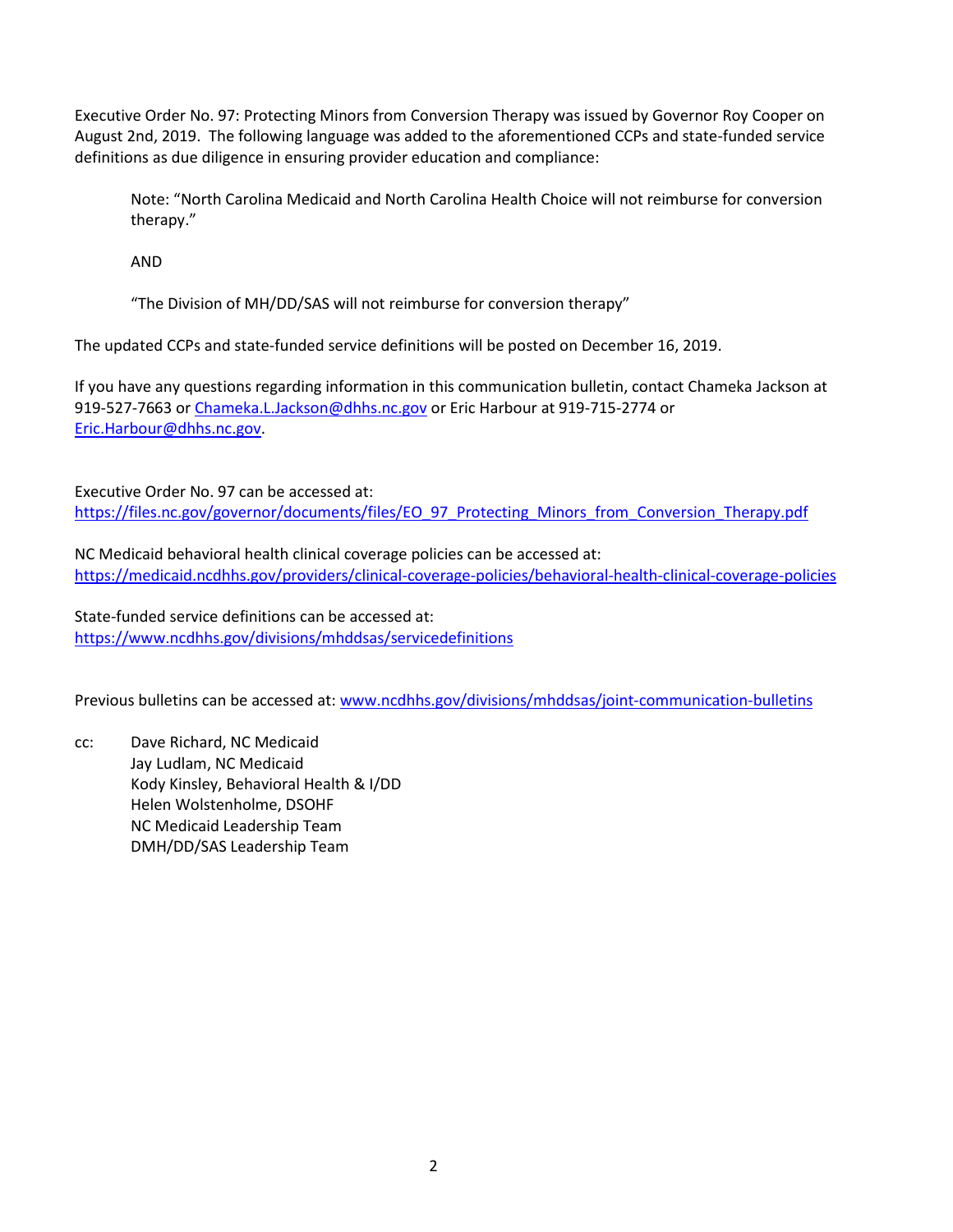Executive Order No. 97: Protecting Minors from Conversion Therapy was issued by Governor Roy Cooper on August 2nd, 2019. The following language was added to the aforementioned CCPs and state-funded service definitions as due diligence in ensuring provider education and compliance:

> Note: "North Carolina Medicaid and North Carolina Health Choice will not reimburse for conversion therapy."
>
> AND
>
> "The Division of MH/DD/SAS will not reimburse for conversion therapy"

The updated CCPs and state-funded service definitions will be posted on December 16, 2019.

If you have any questions regarding information in this communication bulletin, contact Chameka Jackson at 919-527-7663 or Chameka.L.Jackson@dhhs.nc.gov or Eric Harbour at 919-715-2774 or Eric.Harbour@dhhs.nc.gov.

Executive Order No. 97 can be accessed at:
https://files.nc.gov/governor/documents/files/EO_97_Protecting_Minors_from_Conversion_Therapy.pdf

NC Medicaid behavioral health clinical coverage policies can be accessed at:
https://medicaid.ncdhhs.gov/providers/clinical-coverage-policies/behavioral-health-clinical-coverage-policies

State-funded service definitions can be accessed at:
https://www.ncdhhs.gov/divisions/mhddsas/servicedefinitions

Previous bulletins can be accessed at: www.ncdhhs.gov/divisions/mhddsas/joint-communication-bulletins

cc: Dave Richard, NC Medicaid
Jay Ludlam, NC Medicaid
Kody Kinsley, Behavioral Health & I/DD
Helen Wolstenholme, DSOHF
NC Medicaid Leadership Team
DMH/DD/SAS Leadership Team